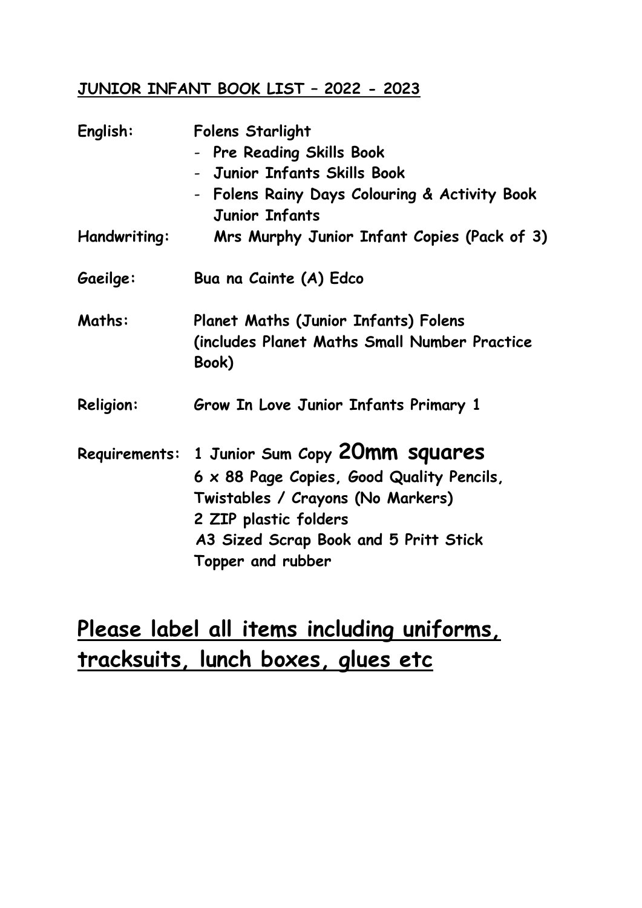**JUNIOR INFANT BOOK LIST – 2022 - 2023**

| | |
|---|---|
| **English:** | **Folens Starlight**<br>- **Pre Reading Skills Book**<br>- **Junior Infants Skills Book**<br>- **Folens Rainy Days Colouring & Activity Book Junior Infants** |
| **Handwriting:** | **Mrs Murphy Junior Infant Copies (Pack of 3)** |
| **Gaeilge:** | **Bua na Cainte (A) Edco** |
| **Maths:** | **Planet Maths (Junior Infants) Folens (includes Planet Maths Small Number Practice Book)** |
| **Religion:** | **Grow In Love Junior Infants Primary 1** |
| **Requirements:** | **1 Junior Sum Copy 20mm squares**<br>**6 x 88 Page Copies, Good Quality Pencils, Twistables / Crayons (No Markers)**<br>**2 ZIP plastic folders**<br>**A3 Sized Scrap Book and 5 Pritt Stick**<br>**Topper and rubber** |

# Please label all items including uniforms, tracksuits, lunch boxes, glues etc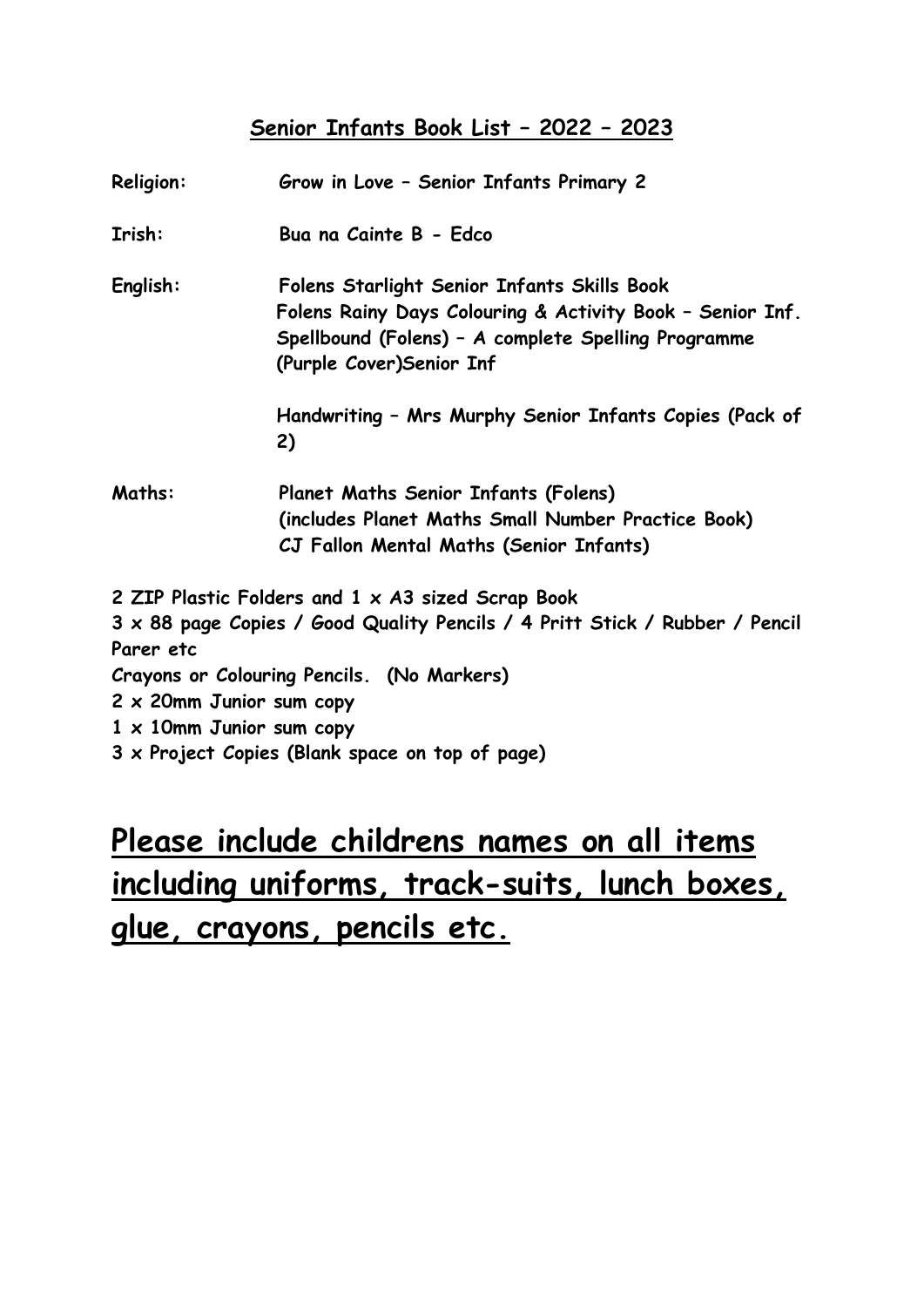## Senior Infants Book List – 2022 – 2023

**Religion:** Grow in Love – Senior Infants Primary 2

**Irish:** Bua na Cainte B - Edco

**English:** Folens Starlight Senior Infants Skills Book
Folens Rainy Days Colouring & Activity Book – Senior Inf.
Spellbound (Folens) – A complete Spelling Programme (Purple Cover)Senior Inf

Handwriting – Mrs Murphy Senior Infants Copies (Pack of 2)

**Maths:** Planet Maths Senior Infants (Folens)
(includes Planet Maths Small Number Practice Book)
CJ Fallon Mental Maths (Senior Infants)

**2 ZIP Plastic Folders and 1 x A3 sized Scrap Book**
**3 x 88 page Copies / Good Quality Pencils / 4 Pritt Stick / Rubber / Pencil Parer etc**
**Crayons or Colouring Pencils. (No Markers)**
**2 x 20mm Junior sum copy**
**1 x 10mm Junior sum copy**
**3 x Project Copies (Blank space on top of page)**

# Please include childrens names on all items including uniforms, track-suits, lunch boxes, glue, crayons, pencils etc.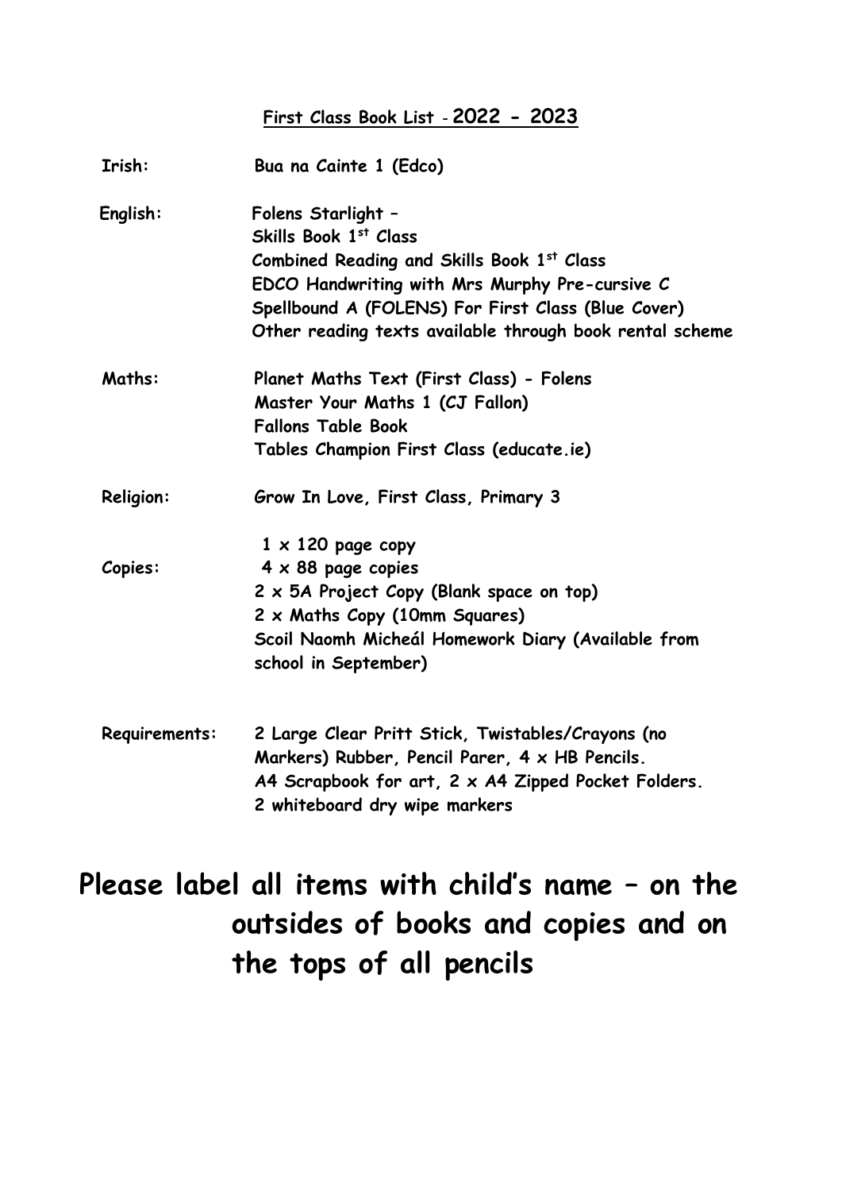## First Class Book List - 2022 - 2023

**Irish:** Bua na Cainte 1 (Edco)

**English:** Folens Starlight –
Skills Book 1st Class
Combined Reading and Skills Book 1st Class
EDCO Handwriting with Mrs Murphy Pre-cursive C
Spellbound A (FOLENS) For First Class (Blue Cover)
Other reading texts available through book rental scheme

**Maths:** Planet Maths Text (First Class) - Folens
Master Your Maths 1 (CJ Fallon)
Fallons Table Book
Tables Champion First Class (educate.ie)

**Religion:** Grow In Love, First Class, Primary 3

**Copies:**
1 x 120 page copy
4 x 88 page copies
2 x 5A Project Copy (Blank space on top)
2 x Maths Copy (10mm Squares)
Scoil Naomh Micheál Homework Diary (Available from school in September)

**Requirements:** 2 Large Clear Pritt Stick, Twistables/Crayons (no Markers) Rubber, Pencil Parer, 4 x HB Pencils.
A4 Scrapbook for art, 2 x A4 Zipped Pocket Folders.
2 whiteboard dry wipe markers

# Please label all items with child's name – on the outsides of books and copies and on the tops of all pencils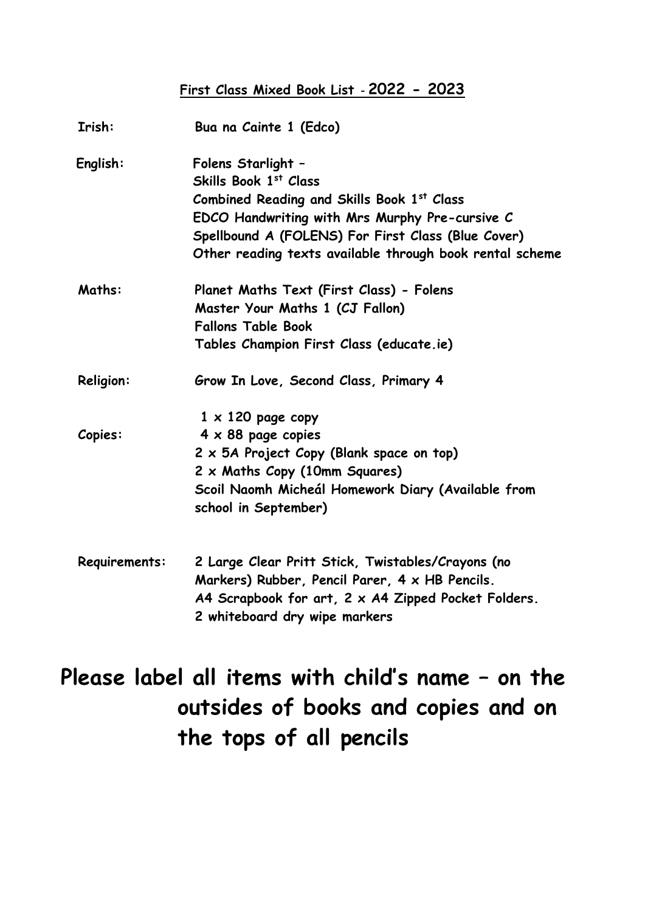## First Class Mixed Book List - 2022 - 2023

| | |
|---|---|
| **Irish:** | **Bua na Cainte 1 (Edco)** |
| **English:** | **Folens Starlight –**<br>**Skills Book 1st Class**<br>**Combined Reading and Skills Book 1st Class**<br>**EDCO Handwriting with Mrs Murphy Pre-cursive C**<br>**Spellbound A (FOLENS) For First Class (Blue Cover)**<br>**Other reading texts available through book rental scheme** |
| **Maths:** | **Planet Maths Text (First Class) - Folens**<br>**Master Your Maths 1 (CJ Fallon)**<br>**Fallons Table Book**<br>**Tables Champion First Class (educate.ie)** |
| **Religion:** | **Grow In Love, Second Class, Primary 4** |
| **Copies:** | **1 x 120 page copy**<br>**4 x 88 page copies**<br>**2 x 5A Project Copy (Blank space on top)**<br>**2 x Maths Copy (10mm Squares)**<br>**Scoil Naomh Micheál Homework Diary (Available from school in September)** |
| **Requirements:** | **2 Large Clear Pritt Stick, Twistables/Crayons (no Markers) Rubber, Pencil Parer, 4 x HB Pencils.**<br>**A4 Scrapbook for art, 2 x A4 Zipped Pocket Folders.**<br>**2 whiteboard dry wipe markers** |

# Please label all items with child's name – on the outsides of books and copies and on the tops of all pencils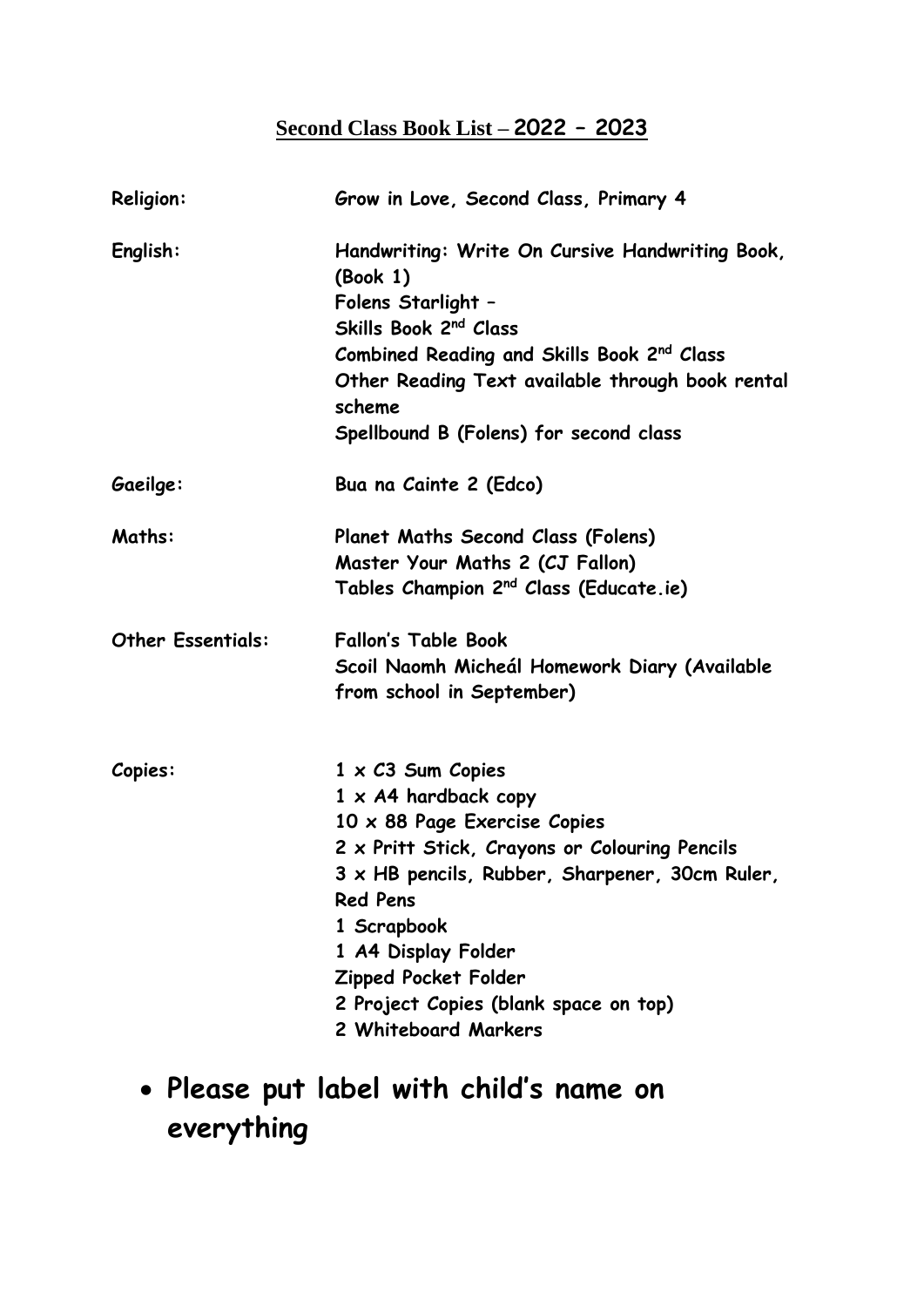## Second Class Book List – 2022 – 2023

| | |
|---|---|
| **Religion:** | **Grow in Love, Second Class, Primary 4** |
| **English:** | **Handwriting: Write On Cursive Handwriting Book, (Book 1)**<br>**Folens Starlight –**<br>**Skills Book 2nd Class**<br>**Combined Reading and Skills Book 2nd Class**<br>**Other Reading Text available through book rental scheme**<br>**Spellbound B (Folens) for second class** |
| **Gaeilge:** | **Bua na Cainte 2 (Edco)** |
| **Maths:** | **Planet Maths Second Class (Folens)**<br>**Master Your Maths 2 (CJ Fallon)**<br>**Tables Champion 2nd Class (Educate.ie)** |
| **Other Essentials:** | **Fallon's Table Book**<br>**Scoil Naomh Micheál Homework Diary (Available from school in September)** |
| **Copies:** | **1 x C3 Sum Copies**<br>**1 x A4 hardback copy**<br>**10 x 88 Page Exercise Copies**<br>**2 x Pritt Stick, Crayons or Colouring Pencils**<br>**3 x HB pencils, Rubber, Sharpener, 30cm Ruler, Red Pens**<br>**1 Scrapbook**<br>**1 A4 Display Folder**<br>**Zipped Pocket Folder**<br>**2 Project Copies (blank space on top)**<br>**2 Whiteboard Markers** |

- **Please put label with child's name on everything**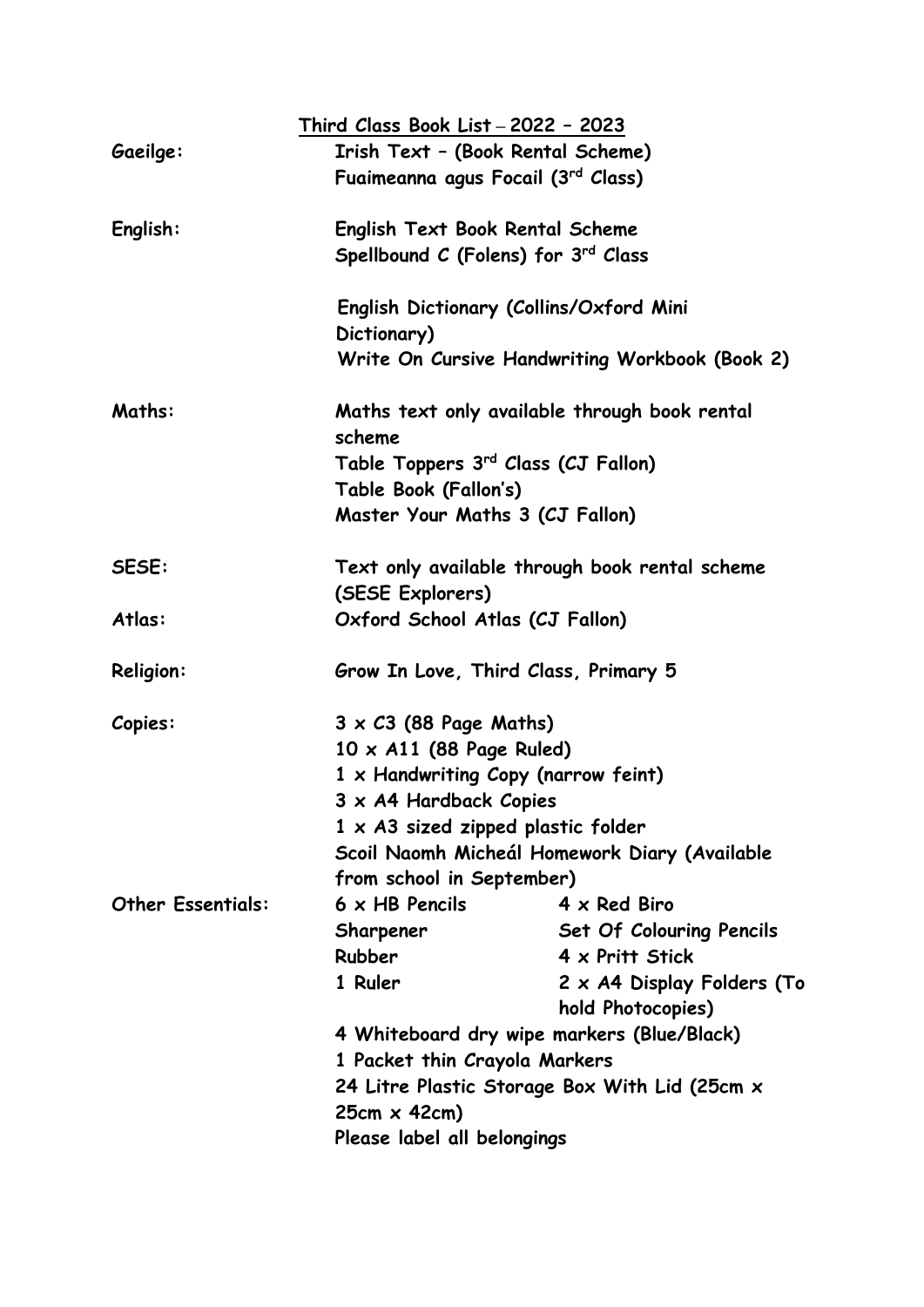# Third Class Book List – 2022 – 2023

**Gaeilge:**

Irish Text – (Book Rental Scheme)
Fuaimeanna agus Focail (3rd Class)

**English:**

English Text Book Rental Scheme
Spellbound C (Folens) for 3rd Class

English Dictionary (Collins/Oxford Mini Dictionary)
Write On Cursive Handwriting Workbook (Book 2)

**Maths:**

Maths text only available through book rental scheme
Table Toppers 3rd Class (CJ Fallon)
Table Book (Fallon's)
Master Your Maths 3 (CJ Fallon)

**SESE:**

Text only available through book rental scheme (SESE Explorers)

**Atlas:**

Oxford School Atlas (CJ Fallon)

**Religion:**

Grow In Love, Third Class, Primary 5

**Copies:**

3 x C3 (88 Page Maths)
10 x A11 (88 Page Ruled)
1 x Handwriting Copy (narrow feint)
3 x A4 Hardback Copies
1 x A3 sized zipped plastic folder
Scoil Naomh Micheál Homework Diary (Available from school in September)

**Other Essentials:**

| | |
|---|---|
| 6 x HB Pencils | 4 x Red Biro |
| Sharpener | Set Of Colouring Pencils |
| Rubber | 4 x Pritt Stick |
| 1 Ruler | 2 x A4 Display Folders (To hold Photocopies) |

4 Whiteboard dry wipe markers (Blue/Black)
1 Packet thin Crayola Markers
24 Litre Plastic Storage Box With Lid (25cm x 25cm x 42cm)
Please label all belongings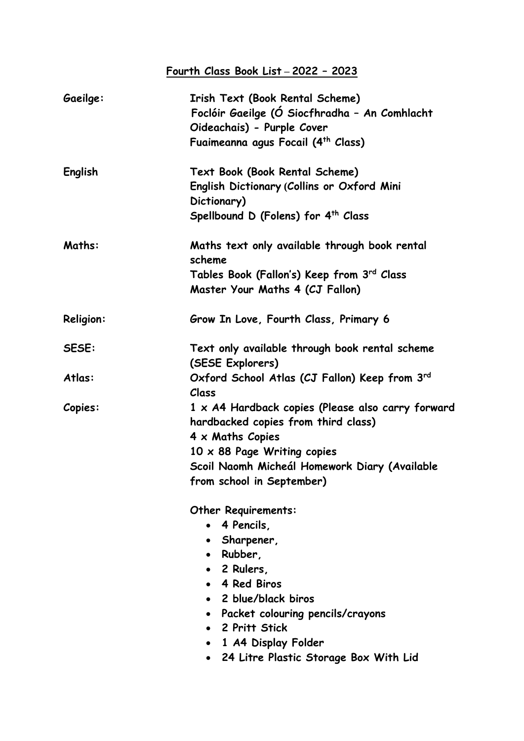## Fourth Class Book List – 2022 – 2023

**Gaeilge:**
Irish Text (Book Rental Scheme)
Foclóir Gaeilge (Ó Siocfhradha – An Comhlacht Oideachais) - Purple Cover
Fuaimeanna agus Focail (4th Class)

**English**
Text Book (Book Rental Scheme)
English Dictionary (Collins or Oxford Mini Dictionary)
Spellbound D (Folens) for 4th Class

**Maths:**
Maths text only available through book rental scheme
Tables Book (Fallon's) Keep from 3rd Class
Master Your Maths 4 (CJ Fallon)

**Religion:**
Grow In Love, Fourth Class, Primary 6

**SESE:**
Text only available through book rental scheme (SESE Explorers)

**Atlas:**
Oxford School Atlas (CJ Fallon) Keep from 3rd Class

**Copies:**
1 x A4 Hardback copies (Please also carry forward hardbacked copies from third class)
4 x Maths Copies
10 x 88 Page Writing copies
Scoil Naomh Micheál Homework Diary (Available from school in September)

**Other Requirements:**

- 4 Pencils,
- Sharpener,
- Rubber,
- 2 Rulers,
- 4 Red Biros
- 2 blue/black biros
- Packet colouring pencils/crayons
- 2 Pritt Stick
- 1 A4 Display Folder
- 24 Litre Plastic Storage Box With Lid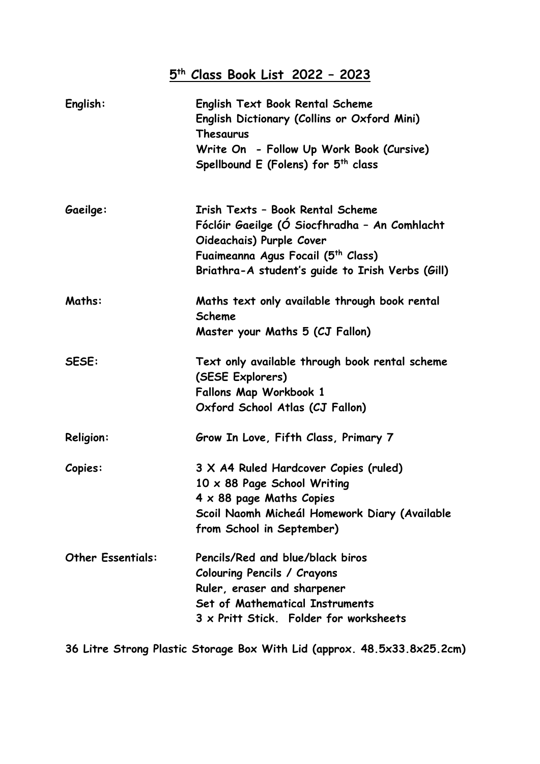# 5th Class Book List 2022 – 2023

| | |
|---|---|
| **English:** | **English Text Book Rental Scheme**<br>**English Dictionary (Collins or Oxford Mini)**<br>**Thesaurus**<br>**Write On - Follow Up Work Book (Cursive)**<br>**Spellbound E (Folens) for 5th class** |
| **Gaeilge:** | **Irish Texts – Book Rental Scheme**<br>**Fóclóir Gaeilge (Ó Siocfhradha – An Comhlacht Oideachais) Purple Cover**<br>**Fuaimeanna Agus Focail (5th Class)**<br>**Briathra-A student's guide to Irish Verbs (Gill)** |
| **Maths:** | **Maths text only available through book rental Scheme**<br>**Master your Maths 5 (CJ Fallon)** |
| **SESE:** | **Text only available through book rental scheme (SESE Explorers)**<br>**Fallons Map Workbook 1**<br>**Oxford School Atlas (CJ Fallon)** |
| **Religion:** | **Grow In Love, Fifth Class, Primary 7** |
| **Copies:** | **3 X A4 Ruled Hardcover Copies (ruled)**<br>**10 x 88 Page School Writing**<br>**4 x 88 page Maths Copies**<br>**Scoil Naomh Micheál Homework Diary (Available from School in September)** |
| **Other Essentials:** | **Pencils/Red and blue/black biros**<br>**Colouring Pencils / Crayons**<br>**Ruler, eraser and sharpener**<br>**Set of Mathematical Instruments**<br>**3 x Pritt Stick. Folder for worksheets** |

**36 Litre Strong Plastic Storage Box With Lid (approx. 48.5x33.8x25.2cm)**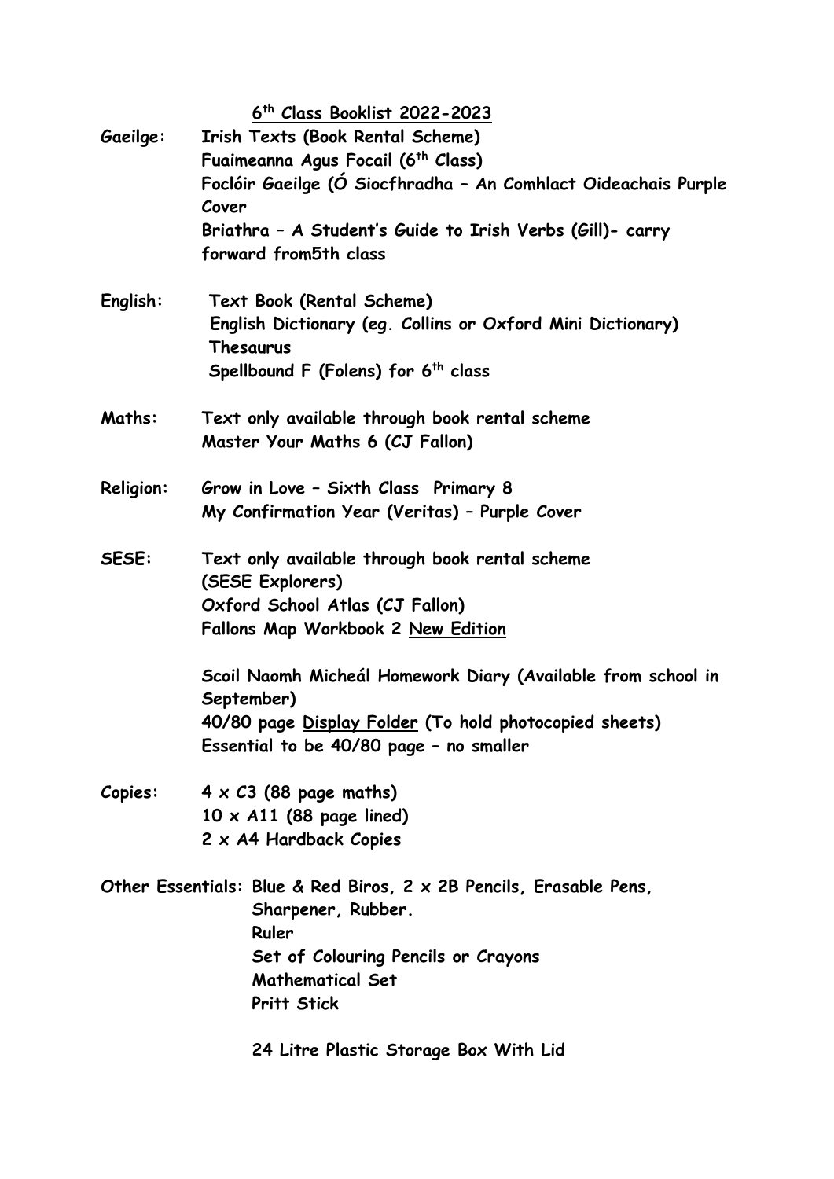# 6th Class Booklist 2022-2023

**Gaeilge:**
**Irish Texts (Book Rental Scheme)**
**Fuaimeanna Agus Focail (6th Class)**
**Foclóir Gaeilge (Ó Siocfhradha – An Comhlact Oideachais Purple Cover**
**Briathra – A Student's Guide to Irish Verbs (Gill)- carry forward from5th class**

**English:**
**Text Book (Rental Scheme)**
**English Dictionary (eg. Collins or Oxford Mini Dictionary)**
**Thesaurus**
**Spellbound F (Folens) for 6th class**

**Maths:**
**Text only available through book rental scheme**
**Master Your Maths 6 (CJ Fallon)**

**Religion:**
**Grow in Love – Sixth Class Primary 8**
**My Confirmation Year (Veritas) – Purple Cover**

**SESE:**
**Text only available through book rental scheme**
**(SESE Explorers)**
**Oxford School Atlas (CJ Fallon)**
**Fallons Map Workbook 2 New Edition**

**Scoil Naomh Micheál Homework Diary (Available from school in September)**
**40/80 page Display Folder (To hold photocopied sheets)**
**Essential to be 40/80 page – no smaller**

**Copies:**
**4 x C3 (88 page maths)**
**10 x A11 (88 page lined)**
**2 x A4 Hardback Copies**

**Other Essentials: Blue & Red Biros, 2 x 2B Pencils, Erasable Pens, Sharpener, Rubber.**
**Ruler**
**Set of Colouring Pencils or Crayons**
**Mathematical Set**
**Pritt Stick**

**24 Litre Plastic Storage Box With Lid**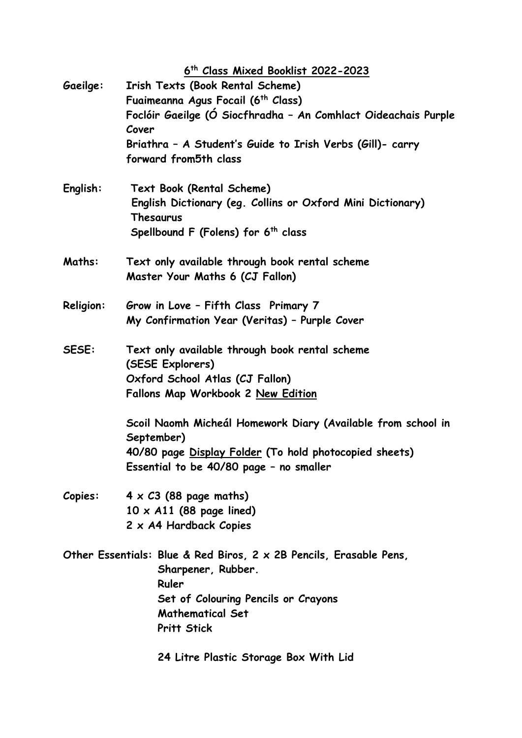# 6th Class Mixed Booklist 2022-2023

**Gaeilge:**
- Irish Texts (Book Rental Scheme)
- Fuaimeanna Agus Focail (6th Class)
- Foclóir Gaeilge (Ó Siocfhradha – An Comhlact Oideachais Purple Cover
- Briathra – A Student's Guide to Irish Verbs (Gill)- carry forward from5th class

**English:**
- Text Book (Rental Scheme)
- English Dictionary (eg. Collins or Oxford Mini Dictionary)
- Thesaurus
- Spellbound F (Folens) for 6th class

**Maths:**
- Text only available through book rental scheme
- Master Your Maths 6 (CJ Fallon)

**Religion:**
- Grow in Love – Fifth Class Primary 7
- My Confirmation Year (Veritas) – Purple Cover

**SESE:**
- Text only available through book rental scheme (SESE Explorers)
- Oxford School Atlas (CJ Fallon)
- Fallons Map Workbook 2 New Edition

Scoil Naomh Micheál Homework Diary (Available from school in September)
40/80 page Display Folder (To hold photocopied sheets)
Essential to be 40/80 page – no smaller

**Copies:**
- 4 x C3 (88 page maths)
- 10 x A11 (88 page lined)
- 2 x A4 Hardback Copies

**Other Essentials:**
- Blue & Red Biros, 2 x 2B Pencils, Erasable Pens, Sharpener, Rubber.
- Ruler
- Set of Colouring Pencils or Crayons
- Mathematical Set
- Pritt Stick

24 Litre Plastic Storage Box With Lid